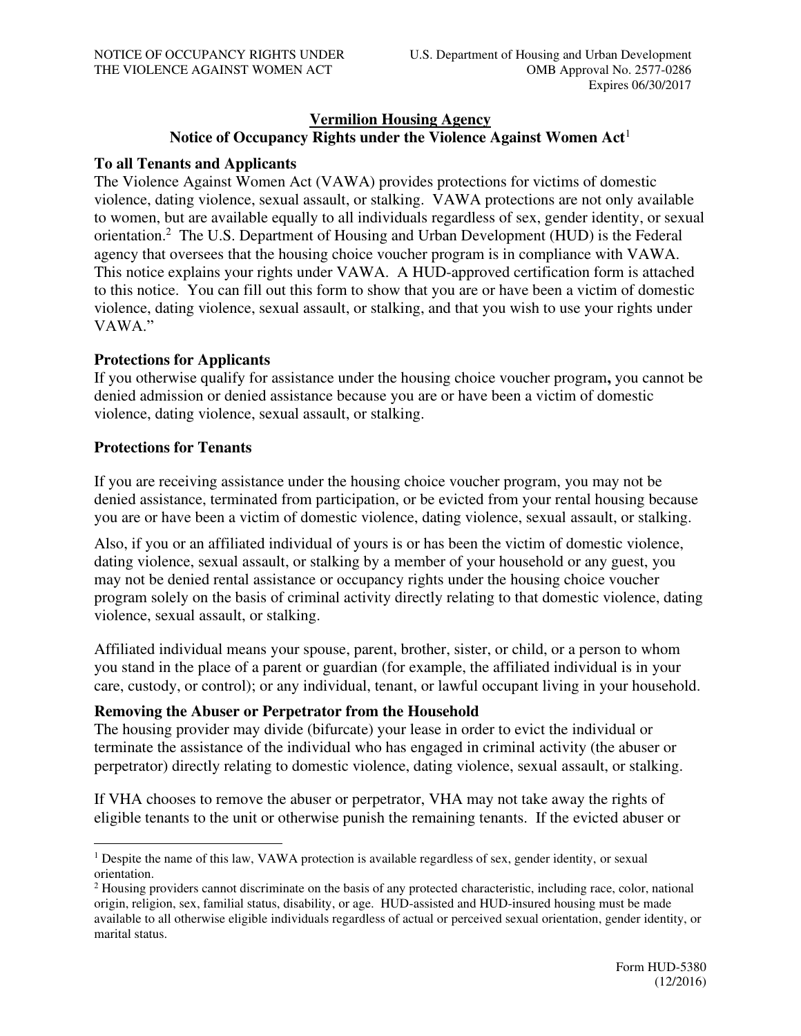NOTICE OF OCCUPANCY RIGHTS UNDER THE VIOLENCE AGAINST WOMEN ACT

U.S. Department of Housing and Urban Development
OMB Approval No. 2577-0286
Expires 06/30/2017

## Vermilion Housing Agency
## Notice of Occupancy Rights under the Violence Against Women Act[1]

### To all Tenants and Applicants

The Violence Against Women Act (VAWA) provides protections for victims of domestic violence, dating violence, sexual assault, or stalking. VAWA protections are not only available to women, but are available equally to all individuals regardless of sex, gender identity, or sexual orientation.[2] The U.S. Department of Housing and Urban Development (HUD) is the Federal agency that oversees that the housing choice voucher program is in compliance with VAWA. This notice explains your rights under VAWA. A HUD-approved certification form is attached to this notice. You can fill out this form to show that you are or have been a victim of domestic violence, dating violence, sexual assault, or stalking, and that you wish to use your rights under VAWA."

### Protections for Applicants

If you otherwise qualify for assistance under the housing choice voucher program**,** you cannot be denied admission or denied assistance because you are or have been a victim of domestic violence, dating violence, sexual assault, or stalking.

### Protections for Tenants

If you are receiving assistance under the housing choice voucher program, you may not be denied assistance, terminated from participation, or be evicted from your rental housing because you are or have been a victim of domestic violence, dating violence, sexual assault, or stalking.

Also, if you or an affiliated individual of yours is or has been the victim of domestic violence, dating violence, sexual assault, or stalking by a member of your household or any guest, you may not be denied rental assistance or occupancy rights under the housing choice voucher program solely on the basis of criminal activity directly relating to that domestic violence, dating violence, sexual assault, or stalking.

Affiliated individual means your spouse, parent, brother, sister, or child, or a person to whom you stand in the place of a parent or guardian (for example, the affiliated individual is in your care, custody, or control); or any individual, tenant, or lawful occupant living in your household.

### Removing the Abuser or Perpetrator from the Household

The housing provider may divide (bifurcate) your lease in order to evict the individual or terminate the assistance of the individual who has engaged in criminal activity (the abuser or perpetrator) directly relating to domestic violence, dating violence, sexual assault, or stalking.

If VHA chooses to remove the abuser or perpetrator, VHA may not take away the rights of eligible tenants to the unit or otherwise punish the remaining tenants. If the evicted abuser or

---

[1] Despite the name of this law, VAWA protection is available regardless of sex, gender identity, or sexual orientation.

[2] Housing providers cannot discriminate on the basis of any protected characteristic, including race, color, national origin, religion, sex, familial status, disability, or age. HUD-assisted and HUD-insured housing must be made available to all otherwise eligible individuals regardless of actual or perceived sexual orientation, gender identity, or marital status.

Form HUD-5380
(12/2016)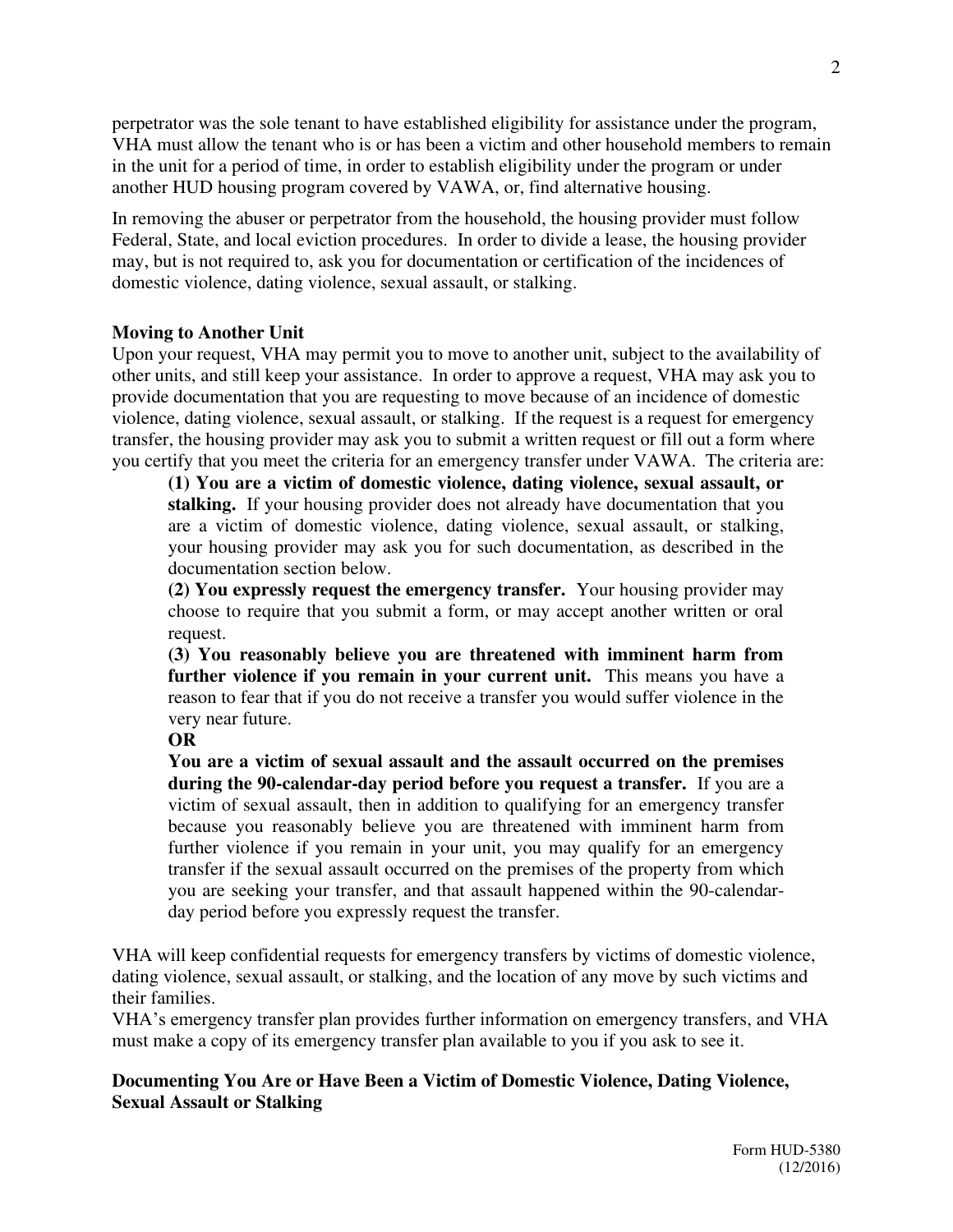perpetrator was the sole tenant to have established eligibility for assistance under the program, VHA must allow the tenant who is or has been a victim and other household members to remain in the unit for a period of time, in order to establish eligibility under the program or under another HUD housing program covered by VAWA, or, find alternative housing.

In removing the abuser or perpetrator from the household, the housing provider must follow Federal, State, and local eviction procedures. In order to divide a lease, the housing provider may, but is not required to, ask you for documentation or certification of the incidences of domestic violence, dating violence, sexual assault, or stalking.

**Moving to Another Unit**

Upon your request, VHA may permit you to move to another unit, subject to the availability of other units, and still keep your assistance. In order to approve a request, VHA may ask you to provide documentation that you are requesting to move because of an incidence of domestic violence, dating violence, sexual assault, or stalking. If the request is a request for emergency transfer, the housing provider may ask you to submit a written request or fill out a form where you certify that you meet the criteria for an emergency transfer under VAWA. The criteria are:

> **(1) You are a victim of domestic violence, dating violence, sexual assault, or stalking.** If your housing provider does not already have documentation that you are a victim of domestic violence, dating violence, sexual assault, or stalking, your housing provider may ask you for such documentation, as described in the documentation section below.
>
> **(2) You expressly request the emergency transfer.** Your housing provider may choose to require that you submit a form, or may accept another written or oral request.
>
> **(3) You reasonably believe you are threatened with imminent harm from further violence if you remain in your current unit.** This means you have a reason to fear that if you do not receive a transfer you would suffer violence in the very near future.
>
> **OR**
>
> **You are a victim of sexual assault and the assault occurred on the premises during the 90-calendar-day period before you request a transfer.** If you are a victim of sexual assault, then in addition to qualifying for an emergency transfer because you reasonably believe you are threatened with imminent harm from further violence if you remain in your unit, you may qualify for an emergency transfer if the sexual assault occurred on the premises of the property from which you are seeking your transfer, and that assault happened within the 90-calendar-day period before you expressly request the transfer.

VHA will keep confidential requests for emergency transfers by victims of domestic violence, dating violence, sexual assault, or stalking, and the location of any move by such victims and their families.

VHA's emergency transfer plan provides further information on emergency transfers, and VHA must make a copy of its emergency transfer plan available to you if you ask to see it.

**Documenting You Are or Have Been a Victim of Domestic Violence, Dating Violence, Sexual Assault or Stalking**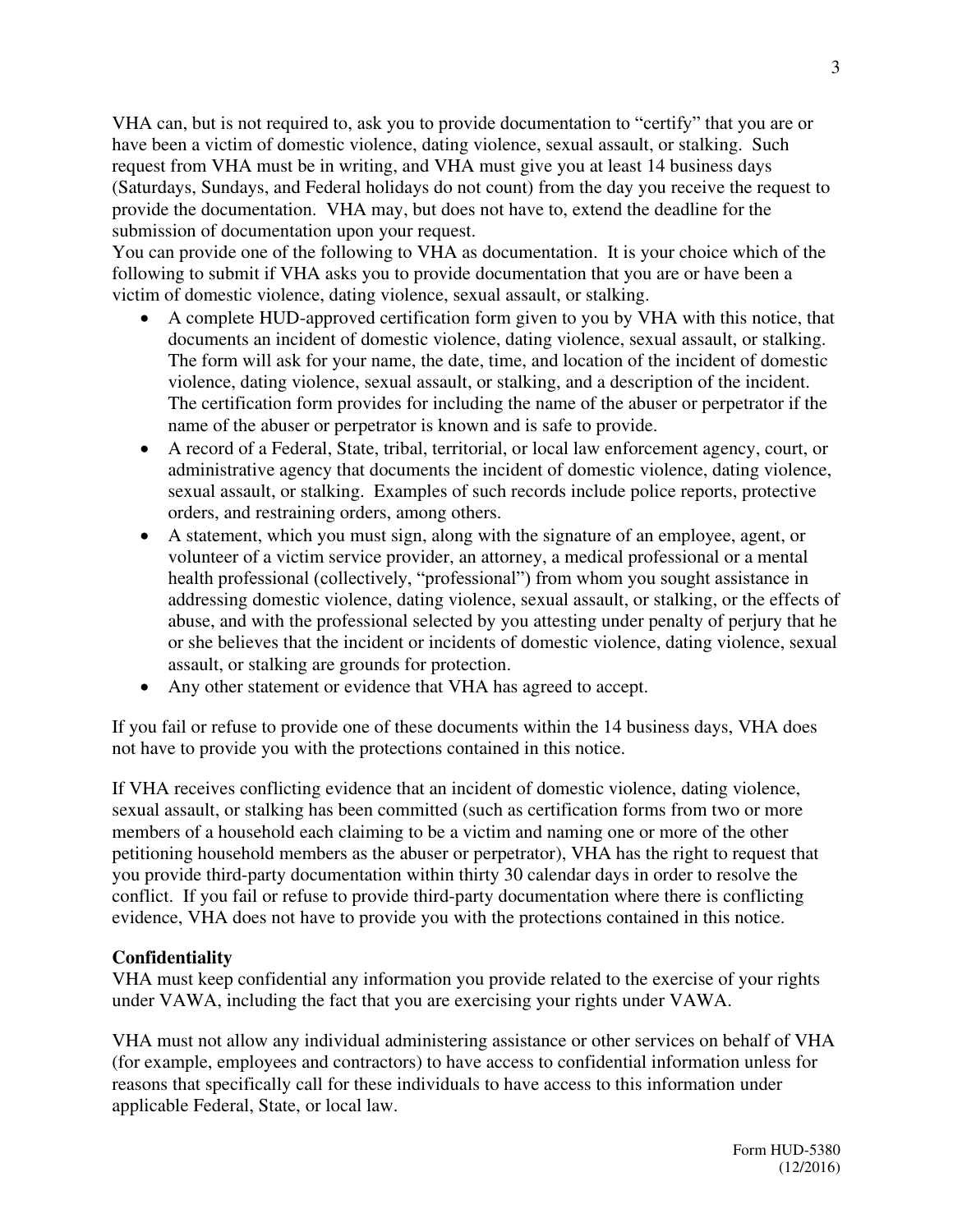VHA can, but is not required to, ask you to provide documentation to "certify" that you are or have been a victim of domestic violence, dating violence, sexual assault, or stalking. Such request from VHA must be in writing, and VHA must give you at least 14 business days (Saturdays, Sundays, and Federal holidays do not count) from the day you receive the request to provide the documentation. VHA may, but does not have to, extend the deadline for the submission of documentation upon your request.
You can provide one of the following to VHA as documentation. It is your choice which of the following to submit if VHA asks you to provide documentation that you are or have been a victim of domestic violence, dating violence, sexual assault, or stalking.

- A complete HUD-approved certification form given to you by VHA with this notice, that documents an incident of domestic violence, dating violence, sexual assault, or stalking. The form will ask for your name, the date, time, and location of the incident of domestic violence, dating violence, sexual assault, or stalking, and a description of the incident. The certification form provides for including the name of the abuser or perpetrator if the name of the abuser or perpetrator is known and is safe to provide.
- A record of a Federal, State, tribal, territorial, or local law enforcement agency, court, or administrative agency that documents the incident of domestic violence, dating violence, sexual assault, or stalking. Examples of such records include police reports, protective orders, and restraining orders, among others.
- A statement, which you must sign, along with the signature of an employee, agent, or volunteer of a victim service provider, an attorney, a medical professional or a mental health professional (collectively, "professional") from whom you sought assistance in addressing domestic violence, dating violence, sexual assault, or stalking, or the effects of abuse, and with the professional selected by you attesting under penalty of perjury that he or she believes that the incident or incidents of domestic violence, dating violence, sexual assault, or stalking are grounds for protection.
- Any other statement or evidence that VHA has agreed to accept.

If you fail or refuse to provide one of these documents within the 14 business days, VHA does not have to provide you with the protections contained in this notice.

If VHA receives conflicting evidence that an incident of domestic violence, dating violence, sexual assault, or stalking has been committed (such as certification forms from two or more members of a household each claiming to be a victim and naming one or more of the other petitioning household members as the abuser or perpetrator), VHA has the right to request that you provide third-party documentation within thirty 30 calendar days in order to resolve the conflict. If you fail or refuse to provide third-party documentation where there is conflicting evidence, VHA does not have to provide you with the protections contained in this notice.

**Confidentiality**
VHA must keep confidential any information you provide related to the exercise of your rights under VAWA, including the fact that you are exercising your rights under VAWA.

VHA must not allow any individual administering assistance or other services on behalf of VHA (for example, employees and contractors) to have access to confidential information unless for reasons that specifically call for these individuals to have access to this information under applicable Federal, State, or local law.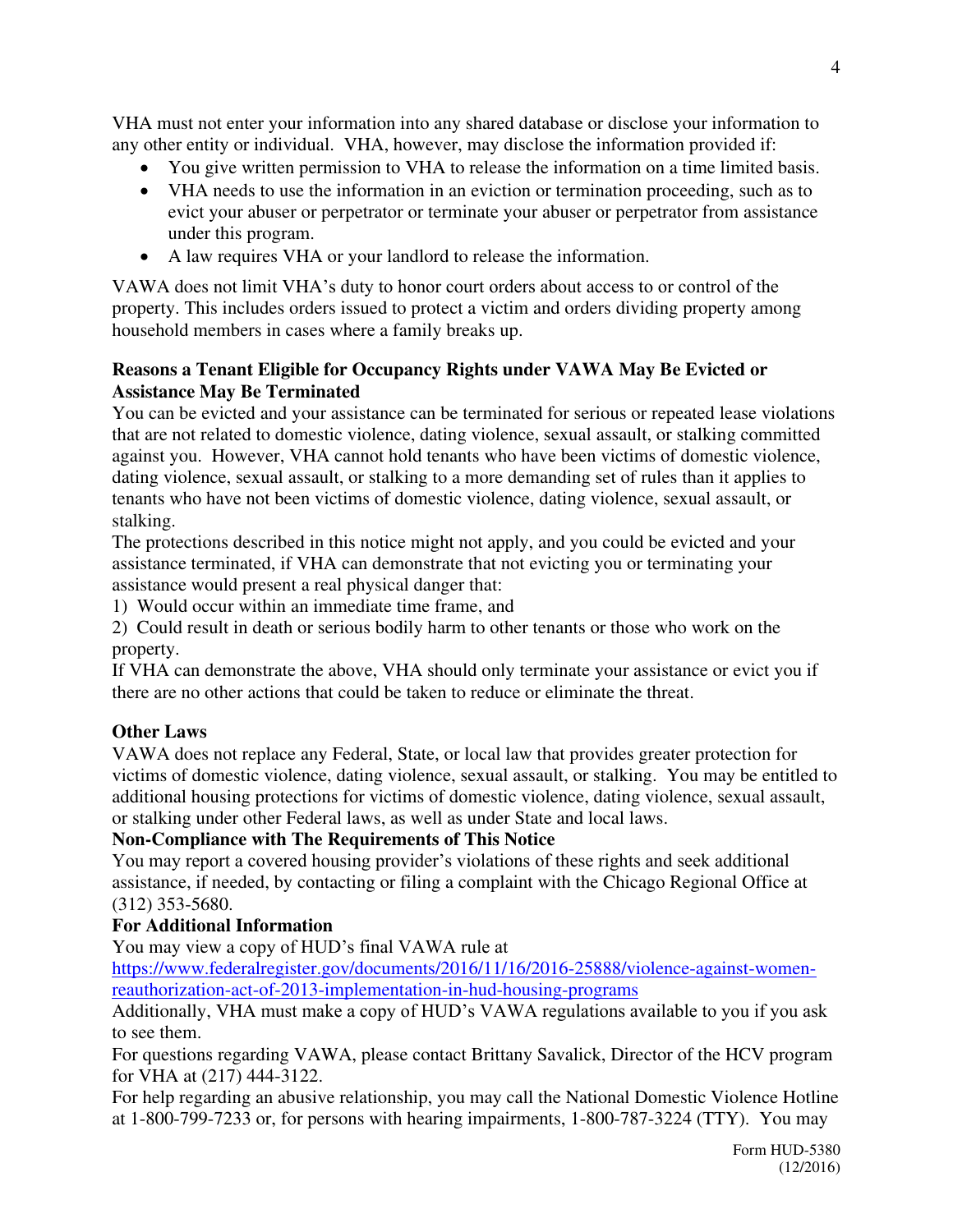VHA must not enter your information into any shared database or disclose your information to any other entity or individual. VHA, however, may disclose the information provided if:

- You give written permission to VHA to release the information on a time limited basis.
- VHA needs to use the information in an eviction or termination proceeding, such as to evict your abuser or perpetrator or terminate your abuser or perpetrator from assistance under this program.
- A law requires VHA or your landlord to release the information.

VAWA does not limit VHA's duty to honor court orders about access to or control of the property. This includes orders issued to protect a victim and orders dividing property among household members in cases where a family breaks up.

**Reasons a Tenant Eligible for Occupancy Rights under VAWA May Be Evicted or Assistance May Be Terminated**

You can be evicted and your assistance can be terminated for serious or repeated lease violations that are not related to domestic violence, dating violence, sexual assault, or stalking committed against you. However, VHA cannot hold tenants who have been victims of domestic violence, dating violence, sexual assault, or stalking to a more demanding set of rules than it applies to tenants who have not been victims of domestic violence, dating violence, sexual assault, or stalking.

The protections described in this notice might not apply, and you could be evicted and your assistance terminated, if VHA can demonstrate that not evicting you or terminating your assistance would present a real physical danger that:

1) Would occur within an immediate time frame, and
2) Could result in death or serious bodily harm to other tenants or those who work on the property.

If VHA can demonstrate the above, VHA should only terminate your assistance or evict you if there are no other actions that could be taken to reduce or eliminate the threat.

**Other Laws**

VAWA does not replace any Federal, State, or local law that provides greater protection for victims of domestic violence, dating violence, sexual assault, or stalking. You may be entitled to additional housing protections for victims of domestic violence, dating violence, sexual assault, or stalking under other Federal laws, as well as under State and local laws.

**Non-Compliance with The Requirements of This Notice**

You may report a covered housing provider's violations of these rights and seek additional assistance, if needed, by contacting or filing a complaint with the Chicago Regional Office at (312) 353-5680.

**For Additional Information**

You may view a copy of HUD's final VAWA rule at [https://www.federalregister.gov/documents/2016/11/16/2016-25888/violence-against-women-reauthorization-act-of-2013-implementation-in-hud-housing-programs](https://www.federalregister.gov/documents/2016/11/16/2016-25888/violence-against-women-reauthorization-act-of-2013-implementation-in-hud-housing-programs)

Additionally, VHA must make a copy of HUD's VAWA regulations available to you if you ask to see them.

For questions regarding VAWA, please contact Brittany Savalick, Director of the HCV program for VHA at (217) 444-3122.

For help regarding an abusive relationship, you may call the National Domestic Violence Hotline at 1-800-799-7233 or, for persons with hearing impairments, 1-800-787-3224 (TTY). You may

Form HUD-5380
(12/2016)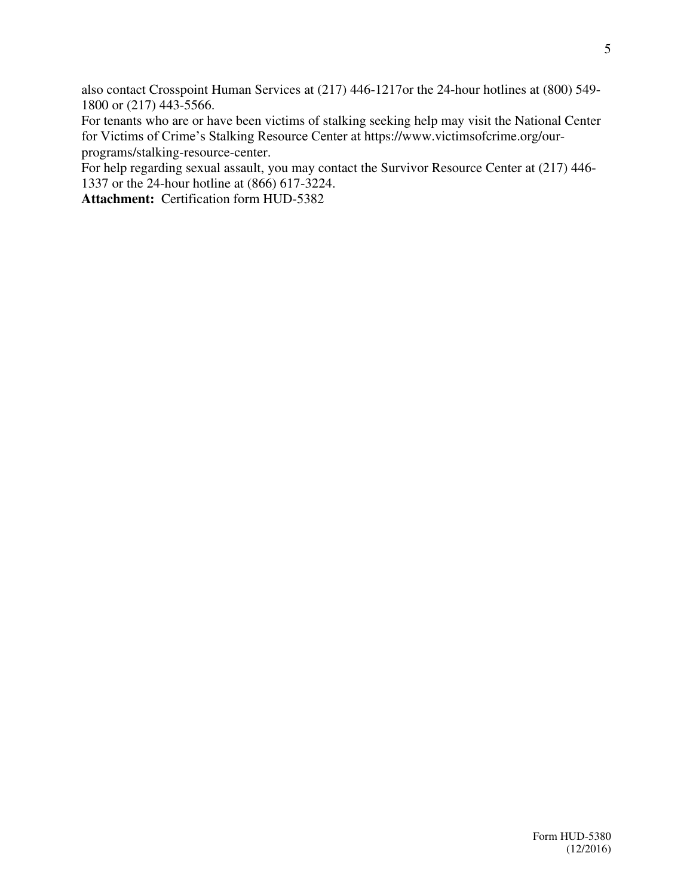also contact Crosspoint Human Services at (217) 446-1217or the 24-hour hotlines at (800) 549-1800 or (217) 443-5566.

For tenants who are or have been victims of stalking seeking help may visit the National Center for Victims of Crime's Stalking Resource Center at https://www.victimsofcrime.org/our-programs/stalking-resource-center.

For help regarding sexual assault, you may contact the Survivor Resource Center at (217) 446-1337 or the 24-hour hotline at (866) 617-3224.

**Attachment:** Certification form HUD-5382

Form HUD-5380
(12/2016)